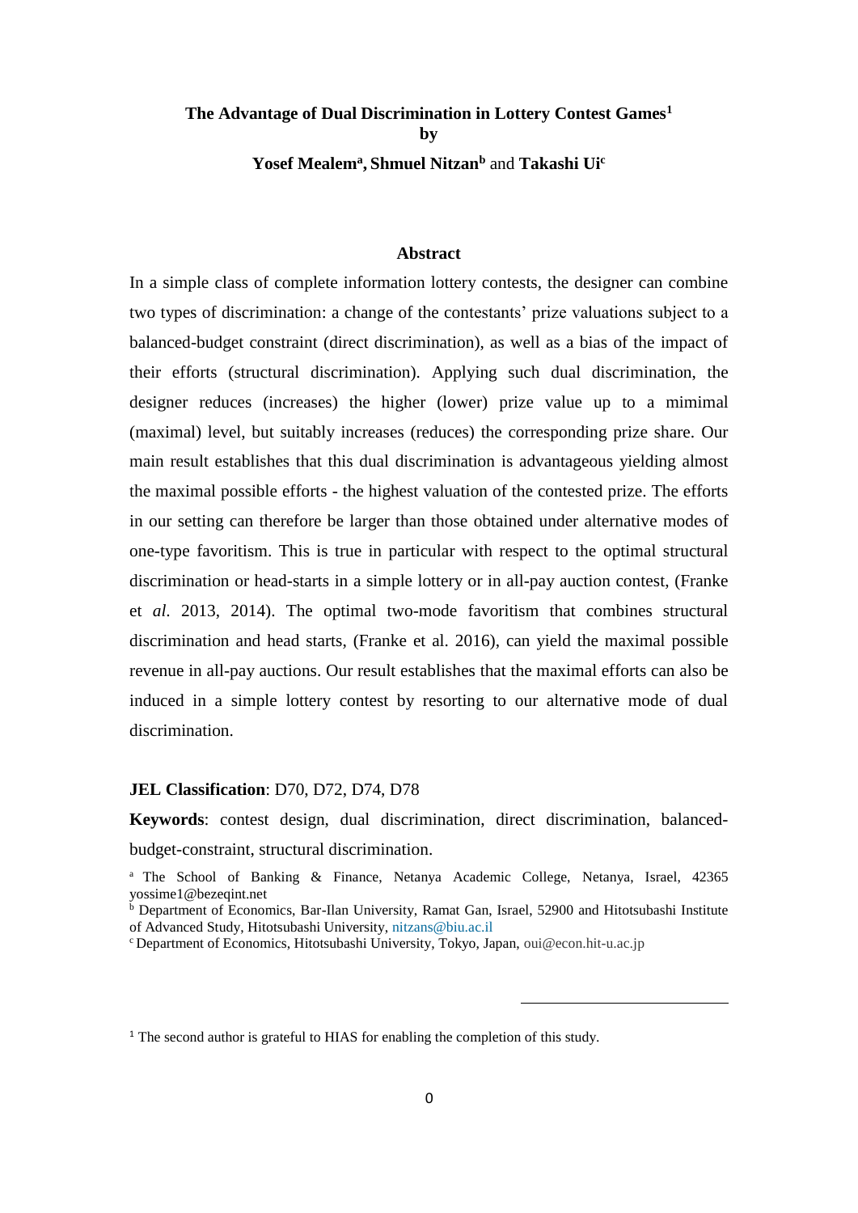# The Advantage of Dual Discrimination in Lottery Contest Games[1]

**by**

**Yosef Mealem[a], Shmuel Nitzan[b] and Takashi Ui[c]**

## Abstract

In a simple class of complete information lottery contests, the designer can combine two types of discrimination: a change of the contestants' prize valuations subject to a balanced-budget constraint (direct discrimination), as well as a bias of the impact of their efforts (structural discrimination). Applying such dual discrimination, the designer reduces (increases) the higher (lower) prize value up to a mimimal (maximal) level, but suitably increases (reduces) the corresponding prize share. Our main result establishes that this dual discrimination is advantageous yielding almost the maximal possible efforts - the highest valuation of the contested prize. The efforts in our setting can therefore be larger than those obtained under alternative modes of one-type favoritism. This is true in particular with respect to the optimal structural discrimination or head-starts in a simple lottery or in all-pay auction contest, (Franke et *al*. 2013, 2014). The optimal two-mode favoritism that combines structural discrimination and head starts, (Franke et al. 2016), can yield the maximal possible revenue in all-pay auctions. Our result establishes that the maximal efforts can also be induced in a simple lottery contest by resorting to our alternative mode of dual discrimination.

**JEL Classification**: D70, D72, D74, D78

**Keywords**: contest design, dual discrimination, direct discrimination, balanced-budget-constraint, structural discrimination.

[a] The School of Banking & Finance, Netanya Academic College, Netanya, Israel, 42365 yossime1@bezeqint.net

[b] Department of Economics, Bar-Ilan University, Ramat Gan, Israel, 52900 and Hitotsubashi Institute of Advanced Study, Hitotsubashi University, nitzans@biu.ac.il

[c] Department of Economics, Hitotsubashi University, Tokyo, Japan, oui@econ.hit-u.ac.jp

[1] The second author is grateful to HIAS for enabling the completion of this study.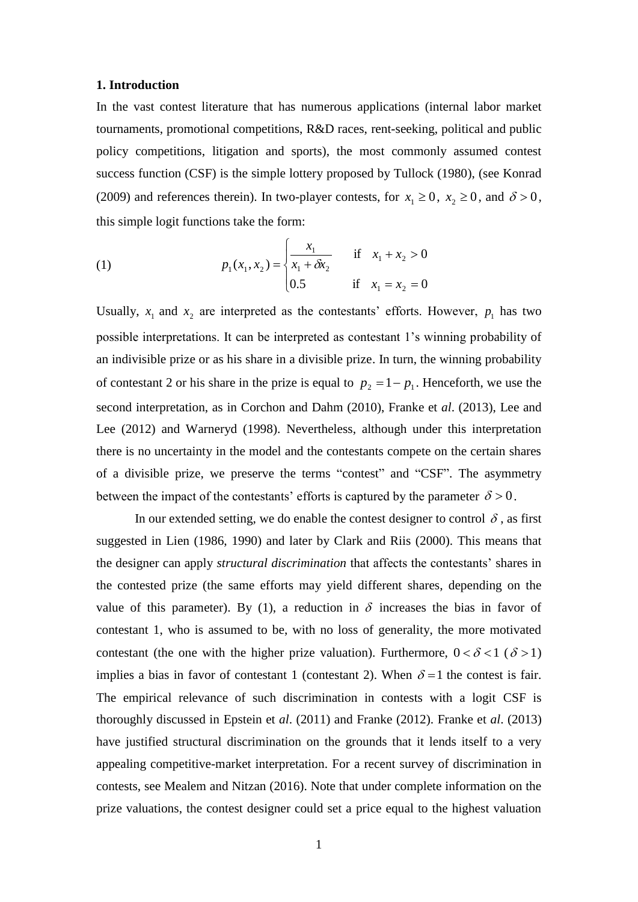## 1. Introduction

In the vast contest literature that has numerous applications (internal labor market tournaments, promotional competitions, R&D races, rent-seeking, political and public policy competitions, litigation and sports), the most commonly assumed contest success function (CSF) is the simple lottery proposed by Tullock (1980), (see Konrad (2009) and references therein). In two-player contests, for $x_1 \geq 0$, $x_2 \geq 0$, and $\delta > 0$, this simple logit functions take the form:

$$
(1) \qquad p_1(x_1, x_2) = \begin{cases} \dfrac{x_1}{x_1 + \delta x_2} & \text{if} \quad x_1 + x_2 > 0 \\ 0.5 & \text{if} \quad x_1 = x_2 = 0 \end{cases}
$$

Usually, $x_1$ and $x_2$ are interpreted as the contestants' efforts. However, $p_1$ has two possible interpretations. It can be interpreted as contestant 1's winning probability of an indivisible prize or as his share in a divisible prize. In turn, the winning probability of contestant 2 or his share in the prize is equal to $p_2 = 1 - p_1$. Henceforth, we use the second interpretation, as in Corchon and Dahm (2010), Franke et *al*. (2013), Lee and Lee (2012) and Warneryd (1998). Nevertheless, although under this interpretation there is no uncertainty in the model and the contestants compete on the certain shares of a divisible prize, we preserve the terms "contest" and "CSF". The asymmetry between the impact of the contestants' efforts is captured by the parameter $\delta > 0$.

In our extended setting, we do enable the contest designer to control $\delta$, as first suggested in Lien (1986, 1990) and later by Clark and Riis (2000). This means that the designer can apply *structural discrimination* that affects the contestants' shares in the contested prize (the same efforts may yield different shares, depending on the value of this parameter). By (1), a reduction in $\delta$ increases the bias in favor of contestant 1, who is assumed to be, with no loss of generality, the more motivated contestant (the one with the higher prize valuation). Furthermore, $0 < \delta < 1$ ($\delta > 1$) implies a bias in favor of contestant 1 (contestant 2). When $\delta = 1$ the contest is fair. The empirical relevance of such discrimination in contests with a logit CSF is thoroughly discussed in Epstein et *al*. (2011) and Franke (2012). Franke et *al*. (2013) have justified structural discrimination on the grounds that it lends itself to a very appealing competitive-market interpretation. For a recent survey of discrimination in contests, see Mealem and Nitzan (2016). Note that under complete information on the prize valuations, the contest designer could set a price equal to the highest valuation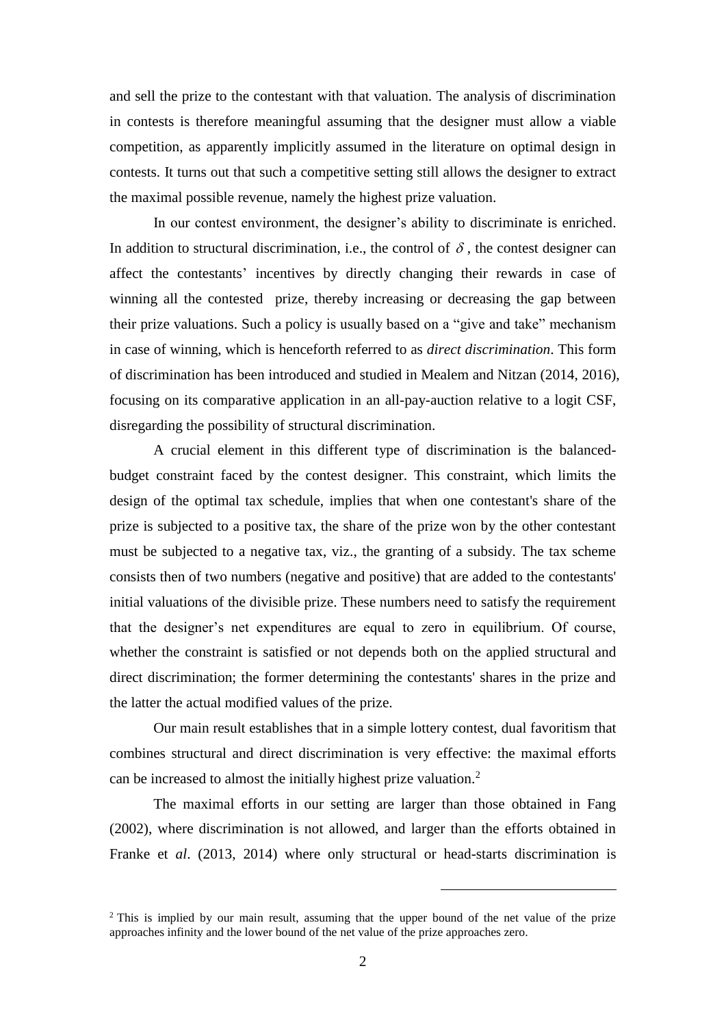and sell the prize to the contestant with that valuation. The analysis of discrimination in contests is therefore meaningful assuming that the designer must allow a viable competition, as apparently implicitly assumed in the literature on optimal design in contests. It turns out that such a competitive setting still allows the designer to extract the maximal possible revenue, namely the highest prize valuation.

In our contest environment, the designer's ability to discriminate is enriched. In addition to structural discrimination, i.e., the control of $\delta$, the contest designer can affect the contestants' incentives by directly changing their rewards in case of winning all the contested prize, thereby increasing or decreasing the gap between their prize valuations. Such a policy is usually based on a "give and take" mechanism in case of winning, which is henceforth referred to as *direct discrimination*. This form of discrimination has been introduced and studied in Mealem and Nitzan (2014, 2016), focusing on its comparative application in an all-pay-auction relative to a logit CSF, disregarding the possibility of structural discrimination.

A crucial element in this different type of discrimination is the balanced-budget constraint faced by the contest designer. This constraint, which limits the design of the optimal tax schedule, implies that when one contestant's share of the prize is subjected to a positive tax, the share of the prize won by the other contestant must be subjected to a negative tax, viz., the granting of a subsidy. The tax scheme consists then of two numbers (negative and positive) that are added to the contestants' initial valuations of the divisible prize. These numbers need to satisfy the requirement that the designer's net expenditures are equal to zero in equilibrium. Of course, whether the constraint is satisfied or not depends both on the applied structural and direct discrimination; the former determining the contestants' shares in the prize and the latter the actual modified values of the prize.

Our main result establishes that in a simple lottery contest, dual favoritism that combines structural and direct discrimination is very effective: the maximal efforts can be increased to almost the initially highest prize valuation.[2]

The maximal efforts in our setting are larger than those obtained in Fang (2002), where discrimination is not allowed, and larger than the efforts obtained in Franke et *al*. (2013, 2014) where only structural or head-starts discrimination is

[2] This is implied by our main result, assuming that the upper bound of the net value of the prize approaches infinity and the lower bound of the net value of the prize approaches zero.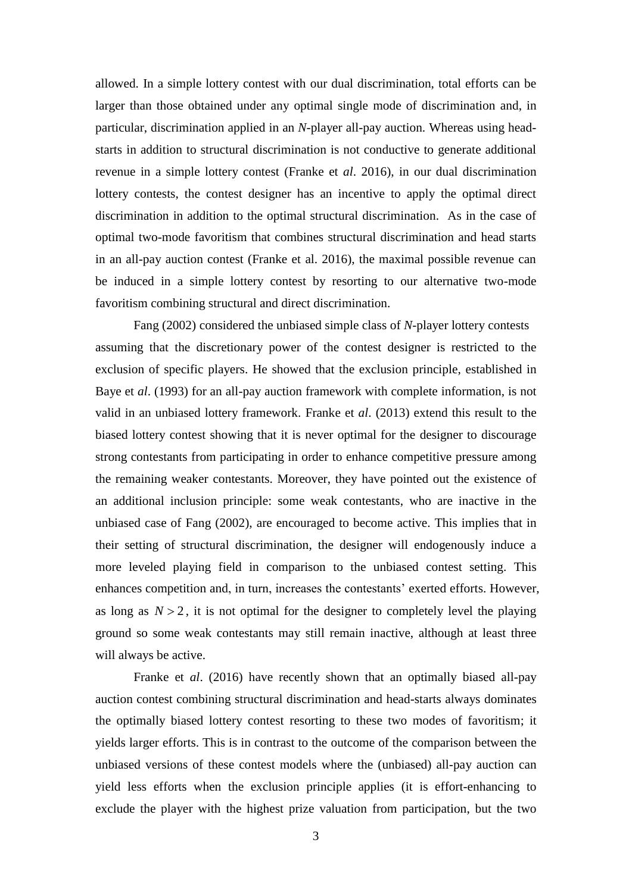allowed. In a simple lottery contest with our dual discrimination, total efforts can be larger than those obtained under any optimal single mode of discrimination and, in particular, discrimination applied in an *N*-player all-pay auction. Whereas using head-starts in addition to structural discrimination is not conductive to generate additional revenue in a simple lottery contest (Franke et *al*. 2016), in our dual discrimination lottery contests, the contest designer has an incentive to apply the optimal direct discrimination in addition to the optimal structural discrimination. As in the case of optimal two-mode favoritism that combines structural discrimination and head starts in an all-pay auction contest (Franke et al. 2016), the maximal possible revenue can be induced in a simple lottery contest by resorting to our alternative two-mode favoritism combining structural and direct discrimination.

Fang (2002) considered the unbiased simple class of *N*-player lottery contests assuming that the discretionary power of the contest designer is restricted to the exclusion of specific players. He showed that the exclusion principle, established in Baye et *al*. (1993) for an all-pay auction framework with complete information, is not valid in an unbiased lottery framework. Franke et *al*. (2013) extend this result to the biased lottery contest showing that it is never optimal for the designer to discourage strong contestants from participating in order to enhance competitive pressure among the remaining weaker contestants. Moreover, they have pointed out the existence of an additional inclusion principle: some weak contestants, who are inactive in the unbiased case of Fang (2002), are encouraged to become active. This implies that in their setting of structural discrimination, the designer will endogenously induce a more leveled playing field in comparison to the unbiased contest setting. This enhances competition and, in turn, increases the contestants' exerted efforts. However, as long as $N > 2$, it is not optimal for the designer to completely level the playing ground so some weak contestants may still remain inactive, although at least three will always be active.

Franke et *al*. (2016) have recently shown that an optimally biased all-pay auction contest combining structural discrimination and head-starts always dominates the optimally biased lottery contest resorting to these two modes of favoritism; it yields larger efforts. This is in contrast to the outcome of the comparison between the unbiased versions of these contest models where the (unbiased) all-pay auction can yield less efforts when the exclusion principle applies (it is effort-enhancing to exclude the player with the highest prize valuation from participation, but the two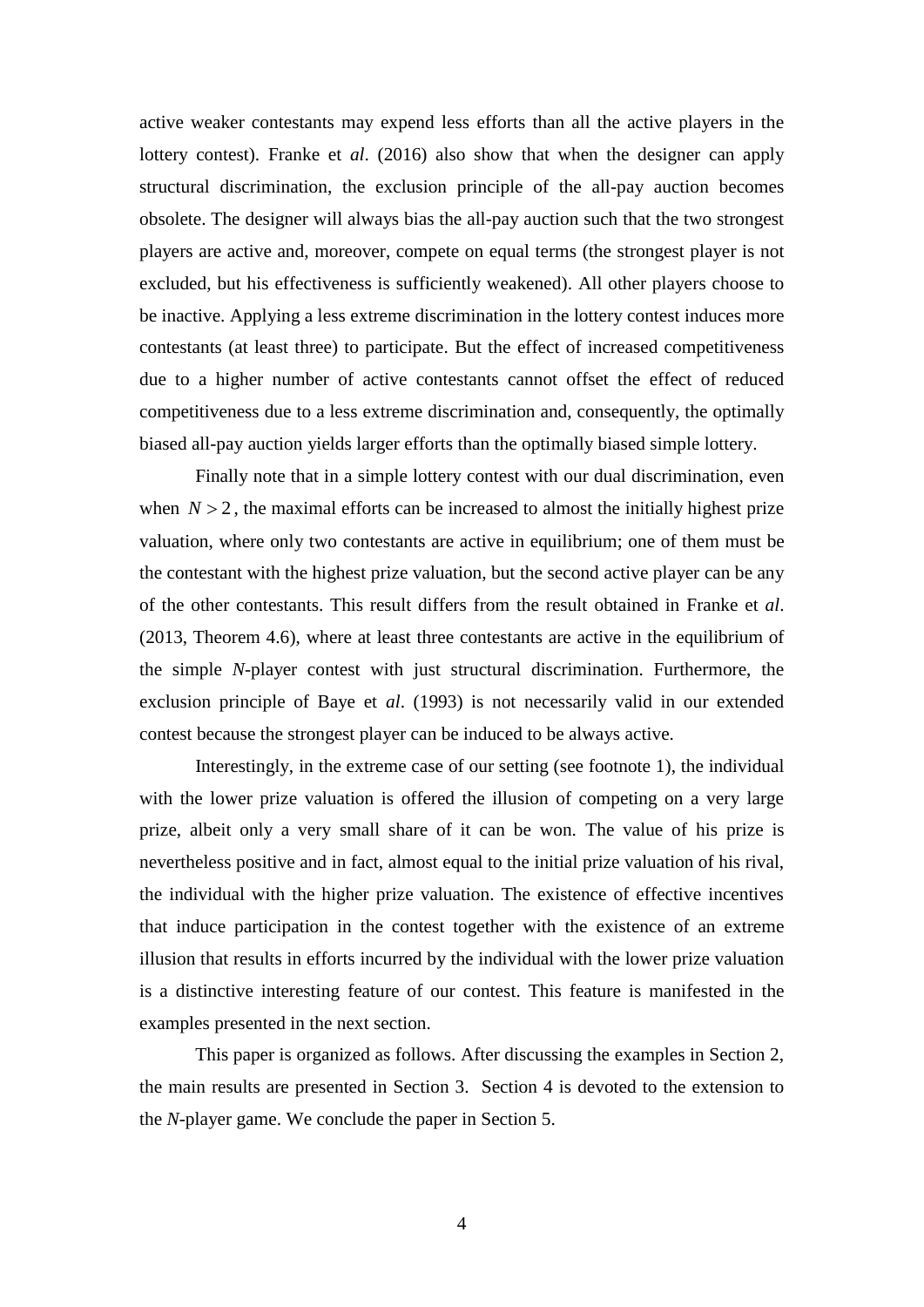active weaker contestants may expend less efforts than all the active players in the lottery contest). Franke et *al*. (2016) also show that when the designer can apply structural discrimination, the exclusion principle of the all-pay auction becomes obsolete. The designer will always bias the all-pay auction such that the two strongest players are active and, moreover, compete on equal terms (the strongest player is not excluded, but his effectiveness is sufficiently weakened). All other players choose to be inactive. Applying a less extreme discrimination in the lottery contest induces more contestants (at least three) to participate. But the effect of increased competitiveness due to a higher number of active contestants cannot offset the effect of reduced competitiveness due to a less extreme discrimination and, consequently, the optimally biased all-pay auction yields larger efforts than the optimally biased simple lottery.

Finally note that in a simple lottery contest with our dual discrimination, even when $N > 2$, the maximal efforts can be increased to almost the initially highest prize valuation, where only two contestants are active in equilibrium; one of them must be the contestant with the highest prize valuation, but the second active player can be any of the other contestants. This result differs from the result obtained in Franke et *al*. (2013, Theorem 4.6), where at least three contestants are active in the equilibrium of the simple *N*-player contest with just structural discrimination. Furthermore, the exclusion principle of Baye et *al*. (1993) is not necessarily valid in our extended contest because the strongest player can be induced to be always active.

Interestingly, in the extreme case of our setting (see footnote 1), the individual with the lower prize valuation is offered the illusion of competing on a very large prize, albeit only a very small share of it can be won. The value of his prize is nevertheless positive and in fact, almost equal to the initial prize valuation of his rival, the individual with the higher prize valuation. The existence of effective incentives that induce participation in the contest together with the existence of an extreme illusion that results in efforts incurred by the individual with the lower prize valuation is a distinctive interesting feature of our contest. This feature is manifested in the examples presented in the next section.

This paper is organized as follows. After discussing the examples in Section 2, the main results are presented in Section 3. Section 4 is devoted to the extension to the *N*-player game. We conclude the paper in Section 5.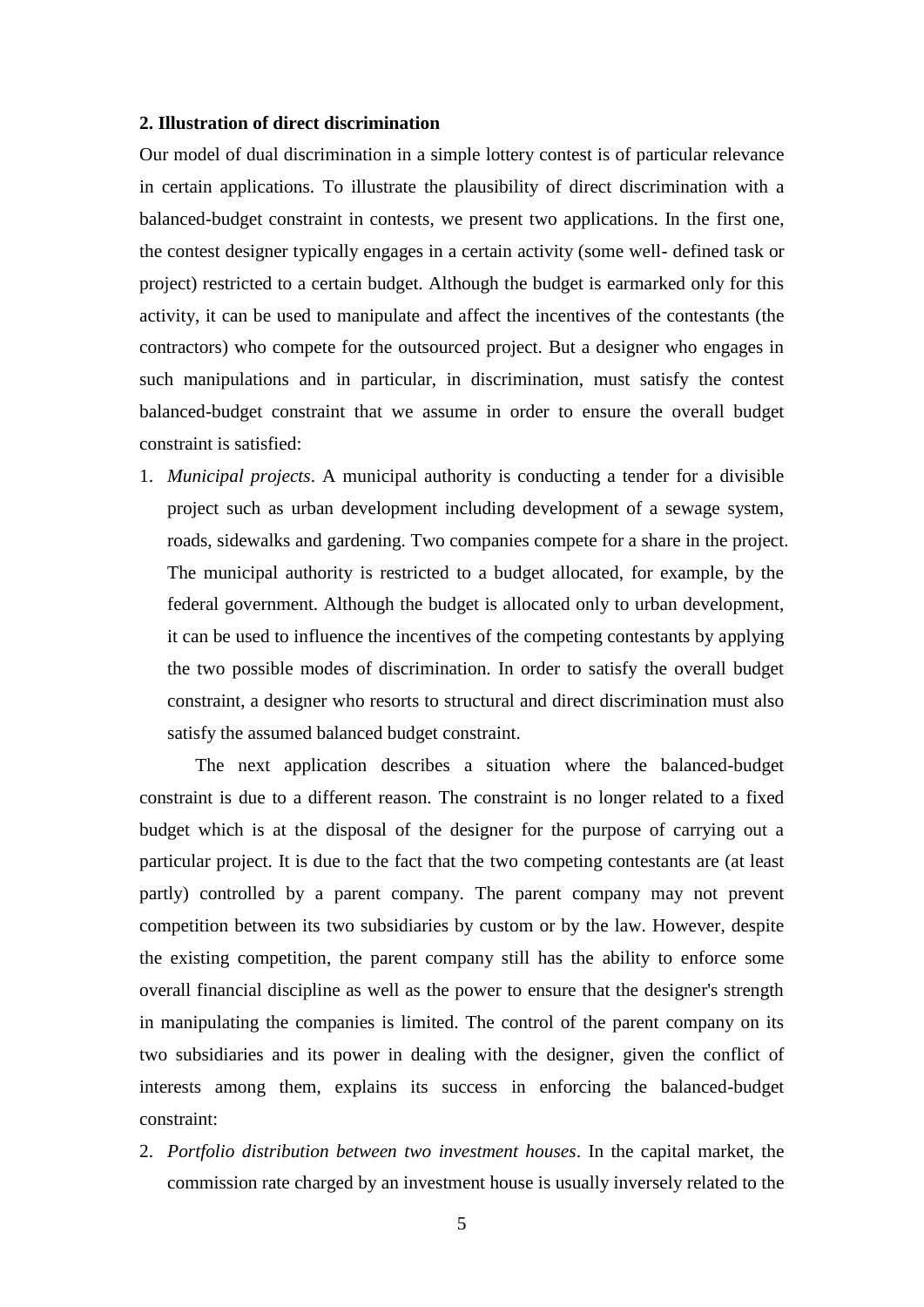**2. Illustration of direct discrimination**

Our model of dual discrimination in a simple lottery contest is of particular relevance in certain applications. To illustrate the plausibility of direct discrimination with a balanced-budget constraint in contests, we present two applications. In the first one, the contest designer typically engages in a certain activity (some well- defined task or project) restricted to a certain budget. Although the budget is earmarked only for this activity, it can be used to manipulate and affect the incentives of the contestants (the contractors) who compete for the outsourced project. But a designer who engages in such manipulations and in particular, in discrimination, must satisfy the contest balanced-budget constraint that we assume in order to ensure the overall budget constraint is satisfied:

1. *Municipal projects*. A municipal authority is conducting a tender for a divisible project such as urban development including development of a sewage system, roads, sidewalks and gardening. Two companies compete for a share in the project. The municipal authority is restricted to a budget allocated, for example, by the federal government. Although the budget is allocated only to urban development, it can be used to influence the incentives of the competing contestants by applying the two possible modes of discrimination. In order to satisfy the overall budget constraint, a designer who resorts to structural and direct discrimination must also satisfy the assumed balanced budget constraint.

The next application describes a situation where the balanced-budget constraint is due to a different reason. The constraint is no longer related to a fixed budget which is at the disposal of the designer for the purpose of carrying out a particular project. It is due to the fact that the two competing contestants are (at least partly) controlled by a parent company. The parent company may not prevent competition between its two subsidiaries by custom or by the law. However, despite the existing competition, the parent company still has the ability to enforce some overall financial discipline as well as the power to ensure that the designer's strength in manipulating the companies is limited. The control of the parent company on its two subsidiaries and its power in dealing with the designer, given the conflict of interests among them, explains its success in enforcing the balanced-budget constraint:

2. *Portfolio distribution between two investment houses*. In the capital market, the commission rate charged by an investment house is usually inversely related to the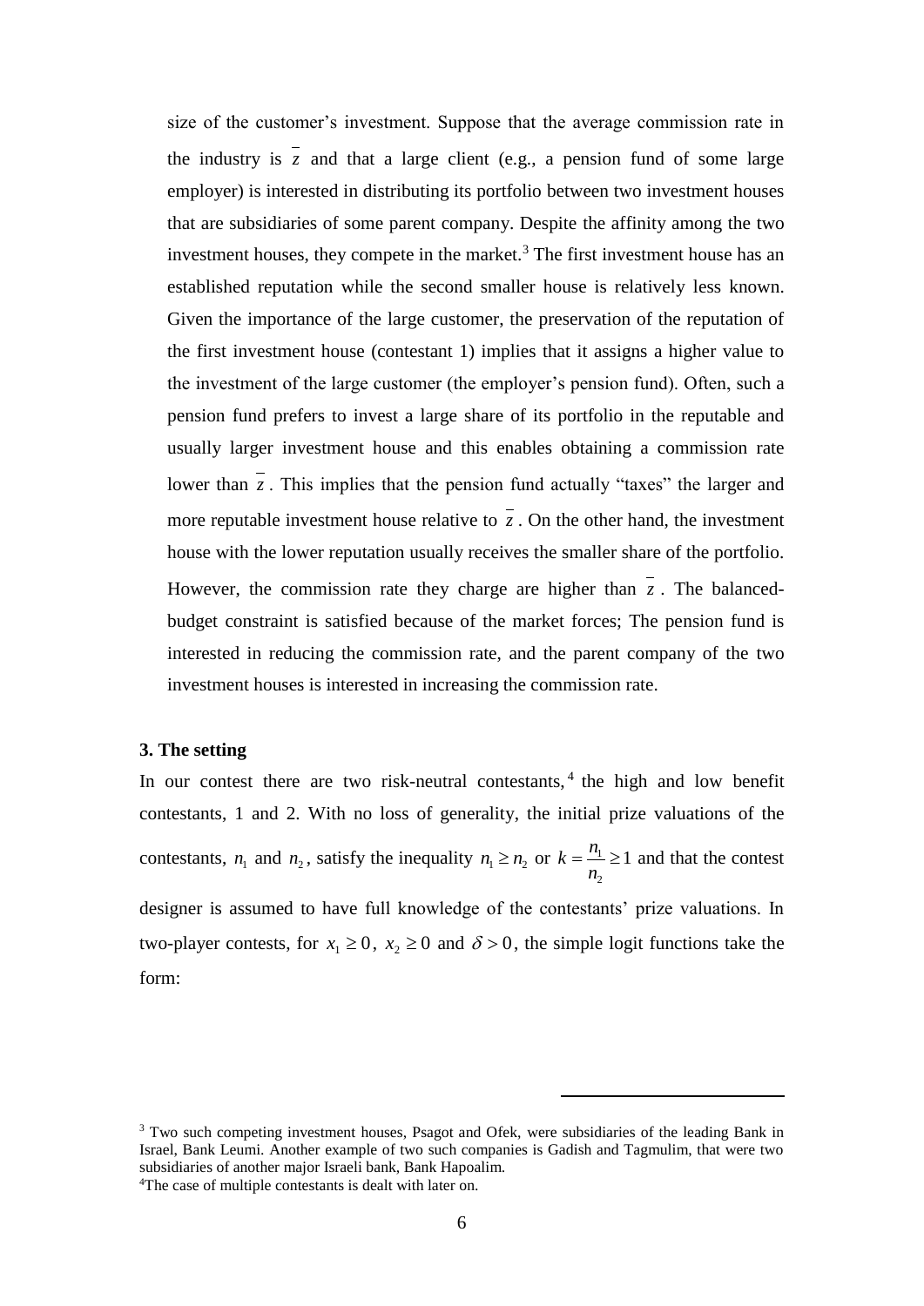size of the customer's investment. Suppose that the average commission rate in the industry is $\bar{z}$ and that a large client (e.g., a pension fund of some large employer) is interested in distributing its portfolio between two investment houses that are subsidiaries of some parent company. Despite the affinity among the two investment houses, they compete in the market.[3] The first investment house has an established reputation while the second smaller house is relatively less known. Given the importance of the large customer, the preservation of the reputation of the first investment house (contestant 1) implies that it assigns a higher value to the investment of the large customer (the employer's pension fund). Often, such a pension fund prefers to invest a large share of its portfolio in the reputable and usually larger investment house and this enables obtaining a commission rate lower than $\bar{z}$. This implies that the pension fund actually "taxes" the larger and more reputable investment house relative to $\bar{z}$. On the other hand, the investment house with the lower reputation usually receives the smaller share of the portfolio. However, the commission rate they charge are higher than $\bar{z}$. The balanced-budget constraint is satisfied because of the market forces; The pension fund is interested in reducing the commission rate, and the parent company of the two investment houses is interested in increasing the commission rate.

### 3. The setting

In our contest there are two risk-neutral contestants,[4] the high and low benefit contestants, 1 and 2. With no loss of generality, the initial prize valuations of the contestants, $n_1$ and $n_2$, satisfy the inequality $n_1 \geq n_2$ or $k = \frac{n_1}{n_2} \geq 1$ and that the contest designer is assumed to have full knowledge of the contestants' prize valuations. In two-player contests, for $x_1 \geq 0$, $x_2 \geq 0$ and $\delta > 0$, the simple logit functions take the form:

---

[3] Two such competing investment houses, Psagot and Ofek, were subsidiaries of the leading Bank in Israel, Bank Leumi. Another example of two such companies is Gadish and Tagmulim, that were two subsidiaries of another major Israeli bank, Bank Hapoalim.

[4] The case of multiple contestants is dealt with later on.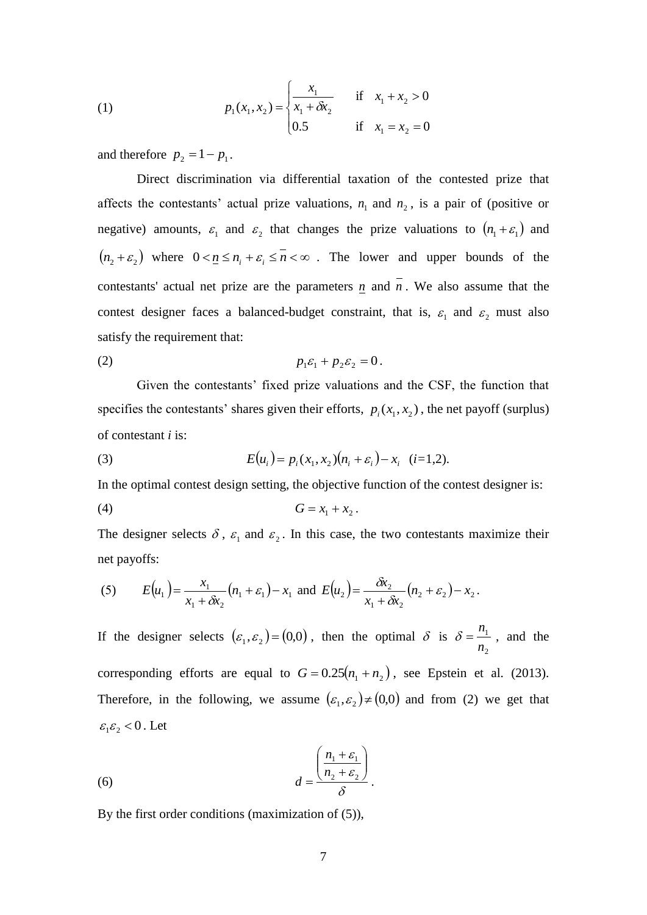$$(1) \qquad p_1(x_1, x_2) = \begin{cases} \dfrac{x_1}{x_1 + \delta x_2} & \text{if} \quad x_1 + x_2 > 0 \\ 0.5 & \text{if} \quad x_1 = x_2 = 0 \end{cases}$$

and therefore $p_2 = 1 - p_1$.

Direct discrimination via differential taxation of the contested prize that affects the contestants' actual prize valuations, $n_1$ and $n_2$, is a pair of (positive or negative) amounts, $\varepsilon_1$ and $\varepsilon_2$ that changes the prize valuations to $(n_1 + \varepsilon_1)$ and $(n_2 + \varepsilon_2)$ where $0 < \underline{n} \leq n_i + \varepsilon_i \leq \overline{n} < \infty$. The lower and upper bounds of the contestants' actual net prize are the parameters $\underline{n}$ and $\overline{n}$. We also assume that the contest designer faces a balanced-budget constraint, that is, $\varepsilon_1$ and $\varepsilon_2$ must also satisfy the requirement that:

$$(2) \qquad p_1\varepsilon_1 + p_2\varepsilon_2 = 0.$$

Given the contestants' fixed prize valuations and the CSF, the function that specifies the contestants' shares given their efforts, $p_i(x_1, x_2)$, the net payoff (surplus) of contestant *i* is:

$$(3) \qquad E(u_i) = p_i(x_1, x_2)(n_i + \varepsilon_i) - x_i \quad (i\text{=1,2}).$$

In the optimal contest design setting, the objective function of the contest designer is:

$$(4) \qquad G = x_1 + x_2.$$

The designer selects $\delta$, $\varepsilon_1$ and $\varepsilon_2$. In this case, the two contestants maximize their net payoffs:

$$(5) \qquad E(u_1) = \frac{x_1}{x_1 + \delta x_2}(n_1 + \varepsilon_1) - x_1 \text{ and } E(u_2) = \frac{\delta x_2}{x_1 + \delta x_2}(n_2 + \varepsilon_2) - x_2.$$

If the designer selects $(\varepsilon_1, \varepsilon_2) = (0,0)$, then the optimal $\delta$ is $\delta = \dfrac{n_1}{n_2}$, and the corresponding efforts are equal to $G = 0.25(n_1 + n_2)$, see Epstein et al. (2013). Therefore, in the following, we assume $(\varepsilon_1, \varepsilon_2) \neq (0,0)$ and from (2) we get that $\varepsilon_1\varepsilon_2 < 0$. Let

$$(6) \qquad d = \frac{\left(\dfrac{n_1 + \varepsilon_1}{n_2 + \varepsilon_2}\right)}{\delta}.$$

By the first order conditions (maximization of (5)),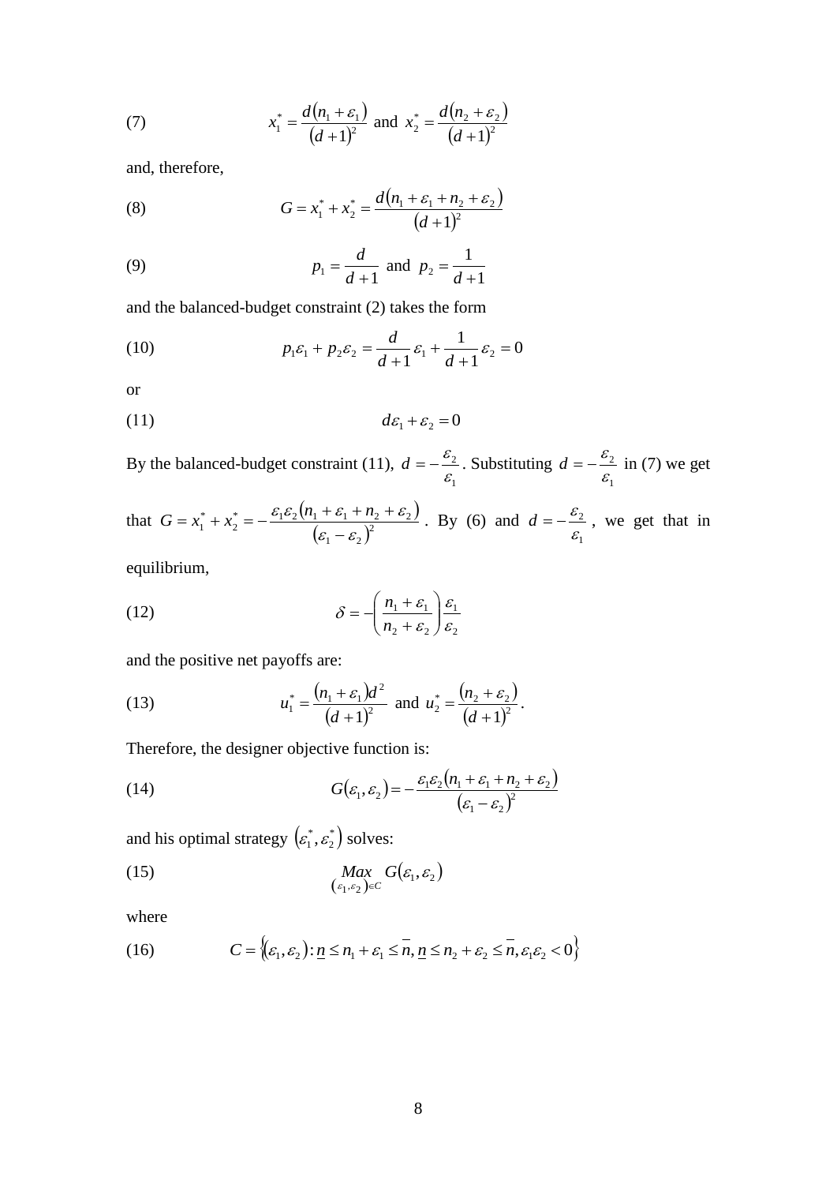$$x_1^* = \frac{d(n_1+\varepsilon_1)}{(d+1)^2} \text{ and } x_2^* = \frac{d(n_2+\varepsilon_2)}{(d+1)^2} \tag{7}$$

and, therefore,

$$G = x_1^* + x_2^* = \frac{d(n_1+\varepsilon_1+n_2+\varepsilon_2)}{(d+1)^2} \tag{8}$$

$$p_1 = \frac{d}{d+1} \text{ and } p_2 = \frac{1}{d+1} \tag{9}$$

and the balanced-budget constraint (2) takes the form

$$p_1\varepsilon_1 + p_2\varepsilon_2 = \frac{d}{d+1}\varepsilon_1 + \frac{1}{d+1}\varepsilon_2 = 0 \tag{10}$$

or

$$d\varepsilon_1 + \varepsilon_2 = 0 \tag{11}$$

By the balanced-budget constraint (11), $d = -\frac{\varepsilon_2}{\varepsilon_1}$. Substituting $d = -\frac{\varepsilon_2}{\varepsilon_1}$ in (7) we get that $G = x_1^* + x_2^* = -\frac{\varepsilon_1\varepsilon_2(n_1+\varepsilon_1+n_2+\varepsilon_2)}{(\varepsilon_1-\varepsilon_2)^2}$. By (6) and $d = -\frac{\varepsilon_2}{\varepsilon_1}$, we get that in equilibrium,

$$\delta = -\left(\frac{n_1+\varepsilon_1}{n_2+\varepsilon_2}\right)\frac{\varepsilon_1}{\varepsilon_2} \tag{12}$$

and the positive net payoffs are:

$$u_1^* = \frac{(n_1+\varepsilon_1)d^2}{(d+1)^2} \text{ and } u_2^* = \frac{(n_2+\varepsilon_2)}{(d+1)^2}. \tag{13}$$

Therefore, the designer objective function is:

$$G(\varepsilon_1,\varepsilon_2) = -\frac{\varepsilon_1\varepsilon_2(n_1+\varepsilon_1+n_2+\varepsilon_2)}{(\varepsilon_1-\varepsilon_2)^2} \tag{14}$$

and his optimal strategy $(\varepsilon_1^*, \varepsilon_2^*)$ solves:

$$\underset{(\varepsilon_1,\varepsilon_2)\in C}{Max}\; G(\varepsilon_1,\varepsilon_2) \tag{15}$$

where

$$C = \left\{(\varepsilon_1,\varepsilon_2) : \underline{n} \le n_1+\varepsilon_1 \le \overline{n}, \underline{n} \le n_2+\varepsilon_2 \le \overline{n}, \varepsilon_1\varepsilon_2 < 0\right\} \tag{16}$$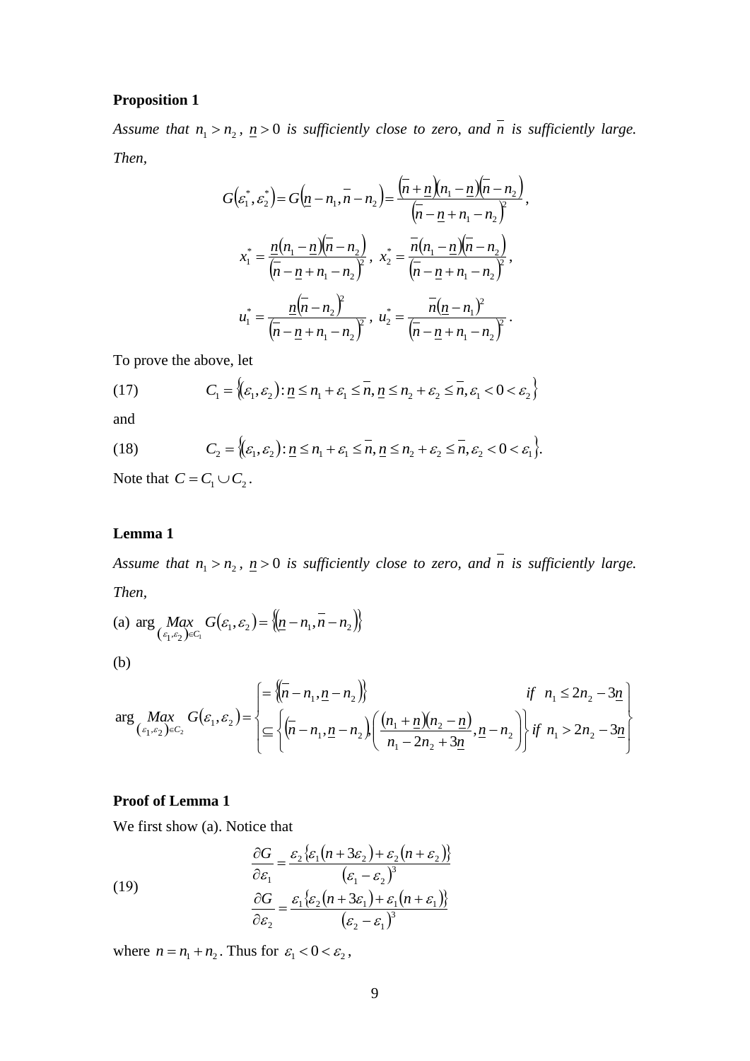**Proposition 1**

*Assume that* $n_1 > n_2$, $\underline{n} > 0$ *is sufficiently close to zero, and* $\overline{n}$ *is sufficiently large. Then,*

$$G(\varepsilon_1^*, \varepsilon_2^*) = G(\underline{n} - n_1, \overline{n} - n_2) = \frac{(\overline{n} + \underline{n})(n_1 - \underline{n})(\overline{n} - n_2)}{(\overline{n} - \underline{n} + n_1 - n_2)^2},$$

$$x_1^* = \frac{\underline{n}(n_1 - \underline{n})(\overline{n} - n_2)}{(\overline{n} - \underline{n} + n_1 - n_2)^2},\ x_2^* = \frac{\overline{n}(n_1 - \underline{n})(\overline{n} - n_2)}{(\overline{n} - \underline{n} + n_1 - n_2)^2},$$

$$u_1^* = \frac{\underline{n}(\overline{n} - n_2)^2}{(\overline{n} - \underline{n} + n_1 - n_2)^2},\ u_2^* = \frac{\overline{n}(\underline{n} - n_1)^2}{(\overline{n} - \underline{n} + n_1 - n_2)^2}.$$

To prove the above, let

(17) $$C_1 = \{(\varepsilon_1, \varepsilon_2) : \underline{n} \le n_1 + \varepsilon_1 \le \overline{n}, \underline{n} \le n_2 + \varepsilon_2 \le \overline{n}, \varepsilon_1 < 0 < \varepsilon_2\}$$

and

(18) $$C_2 = \{(\varepsilon_1, \varepsilon_2) : \underline{n} \le n_1 + \varepsilon_1 \le \overline{n}, \underline{n} \le n_2 + \varepsilon_2 \le \overline{n}, \varepsilon_2 < 0 < \varepsilon_1\}.$$

Note that $C = C_1 \cup C_2$.

**Lemma 1**

*Assume that* $n_1 > n_2$, $\underline{n} > 0$ *is sufficiently close to zero, and* $\overline{n}$ *is sufficiently large. Then,*

(a) $\arg \underset{(\varepsilon_1, \varepsilon_2) \in C_1}{Max}\ G(\varepsilon_1, \varepsilon_2) = \{(\underline{n} - n_1, \overline{n} - n_2)\}$

(b)

$$\arg \underset{(\varepsilon_1, \varepsilon_2) \in C_2}{Max}\ G(\varepsilon_1, \varepsilon_2) = \begin{cases} = \{(\overline{n} - n_1, \underline{n} - n_2)\} & if\ \ n_1 \le 2n_2 - 3\underline{n} \\ \subseteq \left\{ (\overline{n} - n_1, \underline{n} - n_2), \left( \dfrac{(n_1 + \underline{n})(n_2 - \underline{n})}{n_1 - 2n_2 + 3\underline{n}}, \underline{n} - n_2 \right) \right\} & if\ \ n_1 > 2n_2 - 3\underline{n} \end{cases}$$

**Proof of Lemma 1**

We first show (a). Notice that

(19)
$$\frac{\partial G}{\partial \varepsilon_1} = \frac{\varepsilon_2 \{\varepsilon_1 (n + 3\varepsilon_2) + \varepsilon_2 (n + \varepsilon_2)\}}{(\varepsilon_1 - \varepsilon_2)^3}$$
$$\frac{\partial G}{\partial \varepsilon_2} = \frac{\varepsilon_1 \{\varepsilon_2 (n + 3\varepsilon_1) + \varepsilon_1 (n + \varepsilon_1)\}}{(\varepsilon_2 - \varepsilon_1)^3}$$

where $n = n_1 + n_2$. Thus for $\varepsilon_1 < 0 < \varepsilon_2$,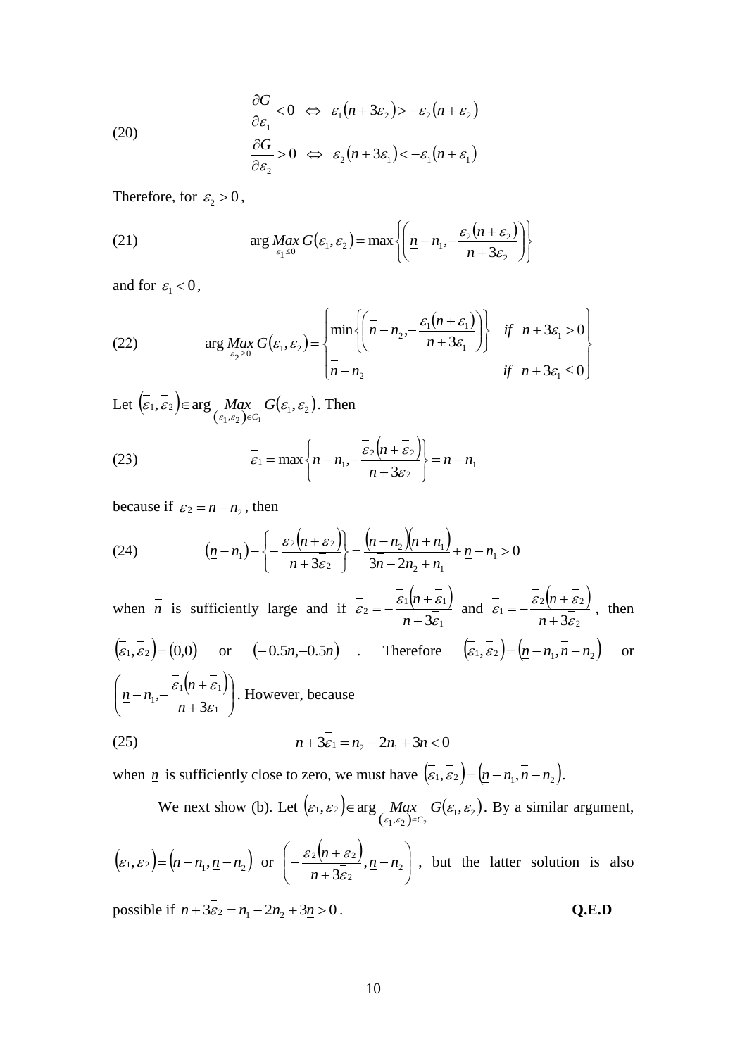$$\text{(20)} \qquad \begin{aligned} \frac{\partial G}{\partial \varepsilon_1} < 0 \;\Leftrightarrow\; \varepsilon_1(n+3\varepsilon_2) > -\varepsilon_2(n+\varepsilon_2) \\ \frac{\partial G}{\partial \varepsilon_2} > 0 \;\Leftrightarrow\; \varepsilon_2(n+3\varepsilon_1) < -\varepsilon_1(n+\varepsilon_1) \end{aligned}$$

Therefore, for $\varepsilon_2 > 0$,

$$\text{(21)} \qquad \arg \underset{\varepsilon_1 \le 0}{Max}\, G(\varepsilon_1,\varepsilon_2) = \max\left\{\left(\underline{n}-n_1, -\frac{\varepsilon_2(n+\varepsilon_2)}{n+3\varepsilon_2}\right)\right\}$$

and for $\varepsilon_1 < 0$,

$$\text{(22)} \qquad \arg \underset{\varepsilon_2 \ge 0}{Max}\, G(\varepsilon_1,\varepsilon_2) = \begin{cases} \min\left\{\left(\overline{n}-n_2, -\dfrac{\varepsilon_1(n+\varepsilon_1)}{n+3\varepsilon_1}\right)\right\} & if \;\; n+3\varepsilon_1 > 0 \\ \overline{n}-n_2 & if \;\; n+3\varepsilon_1 \le 0 \end{cases}$$

Let $(\overline{\varepsilon}_1,\overline{\varepsilon}_2) \in \arg \underset{(\varepsilon_1,\varepsilon_2)\in C_1}{Max}\, G(\varepsilon_1,\varepsilon_2)$. Then

$$\text{(23)} \qquad \overline{\varepsilon}_1 = \max\left\{\underline{n}-n_1, -\frac{\overline{\varepsilon}_2(n+\overline{\varepsilon}_2)}{n+3\overline{\varepsilon}_2}\right\} = \underline{n}-n_1$$

because if $\overline{\varepsilon}_2 = \overline{n}-n_2$, then

$$\text{(24)} \qquad (\underline{n}-n_1) - \left\{-\frac{\overline{\varepsilon}_2(n+\overline{\varepsilon}_2)}{n+3\overline{\varepsilon}_2}\right\} = \frac{(\overline{n}-n_2)(\overline{n}+n_1)}{3\overline{n}-2n_2+n_1} + \underline{n}-n_1 > 0$$

when $\overline{n}$ is sufficiently large and if $\overline{\varepsilon}_2 = -\dfrac{\overline{\varepsilon}_1(n+\overline{\varepsilon}_1)}{n+3\overline{\varepsilon}_1}$ and $\overline{\varepsilon}_1 = -\dfrac{\overline{\varepsilon}_2(n+\overline{\varepsilon}_2)}{n+3\overline{\varepsilon}_2}$, then $(\overline{\varepsilon}_1,\overline{\varepsilon}_2) = (0,0)$ or $(-0.5n,-0.5n)$. Therefore $(\overline{\varepsilon}_1,\overline{\varepsilon}_2) = (\underline{n}-n_1, \overline{n}-n_2)$ or $\left(\underline{n}-n_1, -\dfrac{\overline{\varepsilon}_1(n+\overline{\varepsilon}_1)}{n+3\overline{\varepsilon}_1}\right)$. However, because

$$\text{(25)} \qquad n+3\overline{\varepsilon}_1 = n_2-2n_1+3\underline{n} < 0$$

when $\underline{n}$ is sufficiently close to zero, we must have $(\overline{\varepsilon}_1,\overline{\varepsilon}_2) = (\underline{n}-n_1, \overline{n}-n_2)$.

We next show (b). Let $(\overline{\varepsilon}_1,\overline{\varepsilon}_2) \in \arg \underset{(\varepsilon_1,\varepsilon_2)\in C_2}{Max}\, G(\varepsilon_1,\varepsilon_2)$. By a similar argument, $(\overline{\varepsilon}_1,\overline{\varepsilon}_2) = (\overline{n}-n_1, \underline{n}-n_2)$ or $\left(-\dfrac{\overline{\varepsilon}_2(n+\overline{\varepsilon}_2)}{n+3\overline{\varepsilon}_2}, \underline{n}-n_2\right)$, but the latter solution is also possible if $n+3\overline{\varepsilon}_2 = n_1-2n_2+3\underline{n} > 0$. **Q.E.D**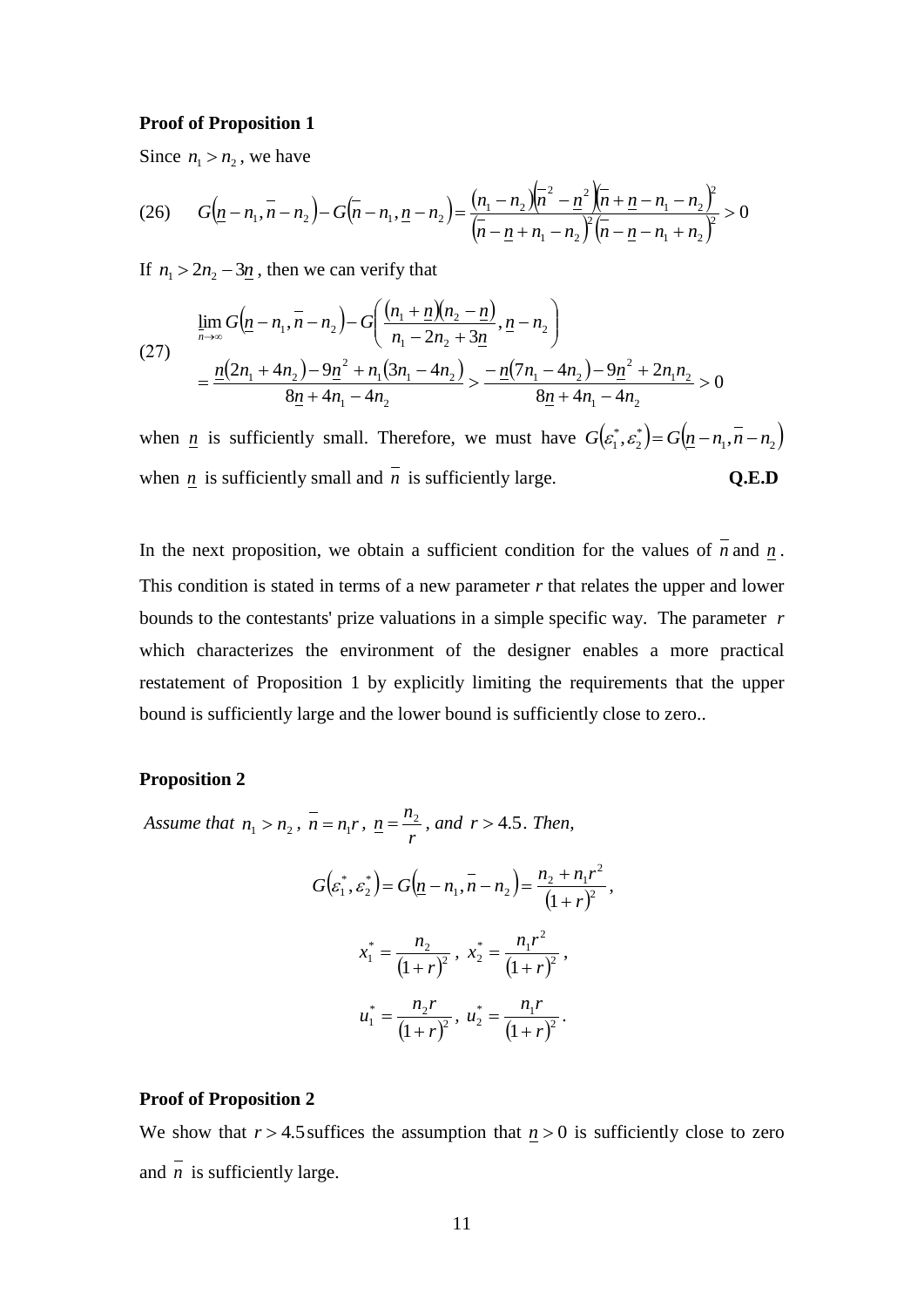**Proof of Proposition 1**

Since $n_1 > n_2$, we have

$$(26) \qquad G\left(\underline{n}-n_1, \overline{n}-n_2\right) - G\left(\overline{n}-n_1, \underline{n}-n_2\right) = \frac{(n_1-n_2)\left(\overline{n}^2-\underline{n}^2\right)\left(\overline{n}+\underline{n}-n_1-n_2\right)^2}{\left(\overline{n}-\underline{n}+n_1-n_2\right)^2\left(\overline{n}-\underline{n}-n_1+n_2\right)^2} > 0$$

If $n_1 > 2n_2 - 3\underline{n}$, then we can verify that

$$(27) \qquad \begin{aligned} &\lim_{\underline{n}\to\infty} G\left(\underline{n}-n_1, \overline{n}-n_2\right) - G\left(\frac{(n_1+\underline{n})(n_2-\underline{n})}{n_1-2n_2+3\underline{n}}, \underline{n}-n_2\right) \\ &= \frac{\underline{n}(2n_1+4n_2)-9\underline{n}^2+n_1(3n_1-4n_2)}{8\underline{n}+4n_1-4n_2} > \frac{-\underline{n}(7n_1-4n_2)-9\underline{n}^2+2n_1n_2}{8\underline{n}+4n_1-4n_2} > 0 \end{aligned}$$

when $\underline{n}$ is sufficiently small. Therefore, we must have $G\left(\varepsilon_1^*, \varepsilon_2^*\right) = G\left(\underline{n}-n_1, \overline{n}-n_2\right)$ when $\underline{n}$ is sufficiently small and $\overline{n}$ is sufficiently large. **Q.E.D**

In the next proposition, we obtain a sufficient condition for the values of $\overline{n}$ and $\underline{n}$. This condition is stated in terms of a new parameter *r* that relates the upper and lower bounds to the contestants' prize valuations in a simple specific way. The parameter *r* which characterizes the environment of the designer enables a more practical restatement of Proposition 1 by explicitly limiting the requirements that the upper bound is sufficiently large and the lower bound is sufficiently close to zero..

**Proposition 2**

*Assume that* $n_1 > n_2$, $\overline{n} = n_1 r$, $\underline{n} = \dfrac{n_2}{r}$, *and* $r > 4.5$. *Then,*

$$G\left(\varepsilon_1^*, \varepsilon_2^*\right) = G\left(\underline{n}-n_1, \overline{n}-n_2\right) = \frac{n_2 + n_1 r^2}{(1+r)^2},$$

$$x_1^* = \frac{n_2}{(1+r)^2}, \; x_2^* = \frac{n_1 r^2}{(1+r)^2},$$

$$u_1^* = \frac{n_2 r}{(1+r)^2}, \; u_2^* = \frac{n_1 r}{(1+r)^2}.$$

**Proof of Proposition 2**

We show that $r > 4.5$ suffices the assumption that $\underline{n} > 0$ is sufficiently close to zero and $\overline{n}$ is sufficiently large.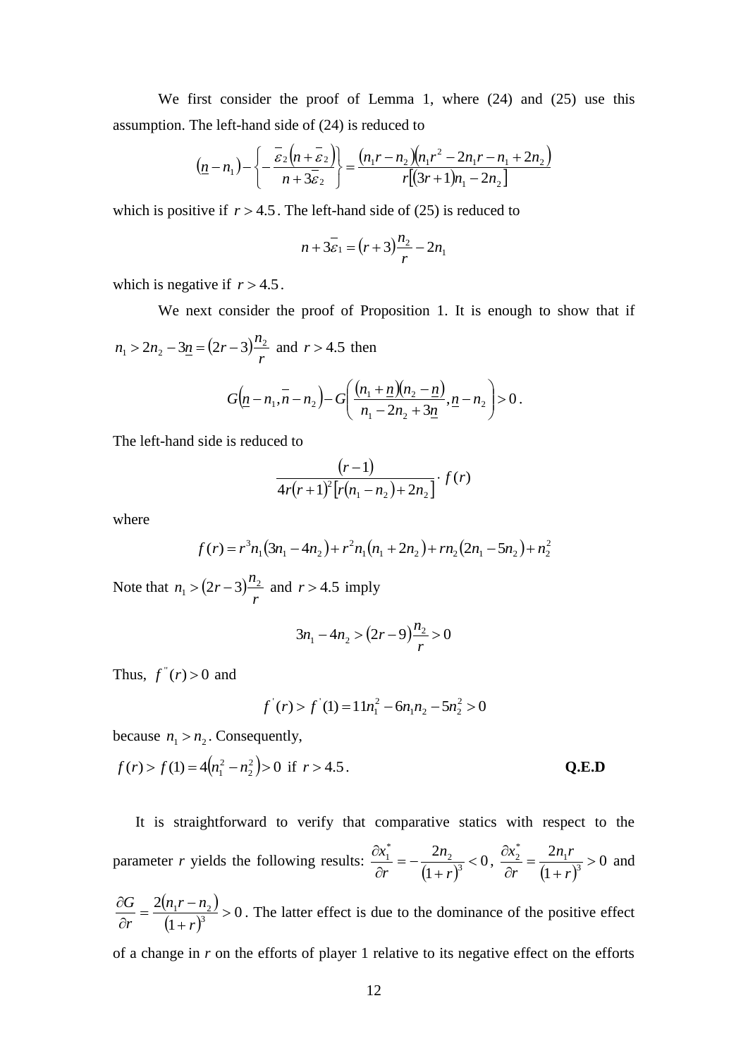We first consider the proof of Lemma 1, where (24) and (25) use this assumption. The left-hand side of (24) is reduced to

$$(\underline{n} - n_1) - \left\{ -\frac{\overline{\varepsilon}_2 (n + \overline{\varepsilon}_2)}{n + 3\overline{\varepsilon}_2} \right\} = \frac{(n_1 r - n_2)(n_1 r^2 - 2n_1 r - n_1 + 2n_2)}{r[(3r+1)n_1 - 2n_2]}$$

which is positive if $r > 4.5$. The left-hand side of (25) is reduced to

$$n + 3\overline{\varepsilon}_1 = (r+3)\frac{n_2}{r} - 2n_1$$

which is negative if $r > 4.5$.

We next consider the proof of Proposition 1. It is enough to show that if $n_1 > 2n_2 - 3\underline{n} = (2r-3)\frac{n_2}{r}$ and $r > 4.5$ then

$$G(\underline{n} - n_1, \overline{n} - n_2) - G\left( \frac{(n_1 + \underline{n})(n_2 - \underline{n})}{n_1 - 2n_2 + 3\underline{n}}, \underline{n} - n_2 \right) > 0.$$

The left-hand side is reduced to

$$\frac{(r-1)}{4r(r+1)^2 [r(n_1 - n_2) + 2n_2]} \cdot f(r)$$

where

$$f(r) = r^3 n_1 (3n_1 - 4n_2) + r^2 n_1 (n_1 + 2n_2) + r n_2 (2n_1 - 5n_2) + n_2^2$$

Note that $n_1 > (2r-3)\frac{n_2}{r}$ and $r > 4.5$ imply

$$3n_1 - 4n_2 > (2r-9)\frac{n_2}{r} > 0$$

Thus, $f''(r) > 0$ and

$$f'(r) > f'(1) = 11n_1^2 - 6n_1 n_2 - 5n_2^2 > 0$$

because $n_1 > n_2$. Consequently,

$f(r) > f(1) = 4(n_1^2 - n_2^2) > 0$ if $r > 4.5$. **Q.E.D**

It is straightforward to verify that comparative statics with respect to the parameter *r* yields the following results: $\frac{\partial x_1^*}{\partial r} = -\frac{2n_2}{(1+r)^3} < 0$, $\frac{\partial x_2^*}{\partial r} = \frac{2n_1 r}{(1+r)^3} > 0$ and $\frac{\partial G}{\partial r} = \frac{2(n_1 r - n_2)}{(1+r)^3} > 0$. The latter effect is due to the dominance of the positive effect of a change in *r* on the efforts of player 1 relative to its negative effect on the efforts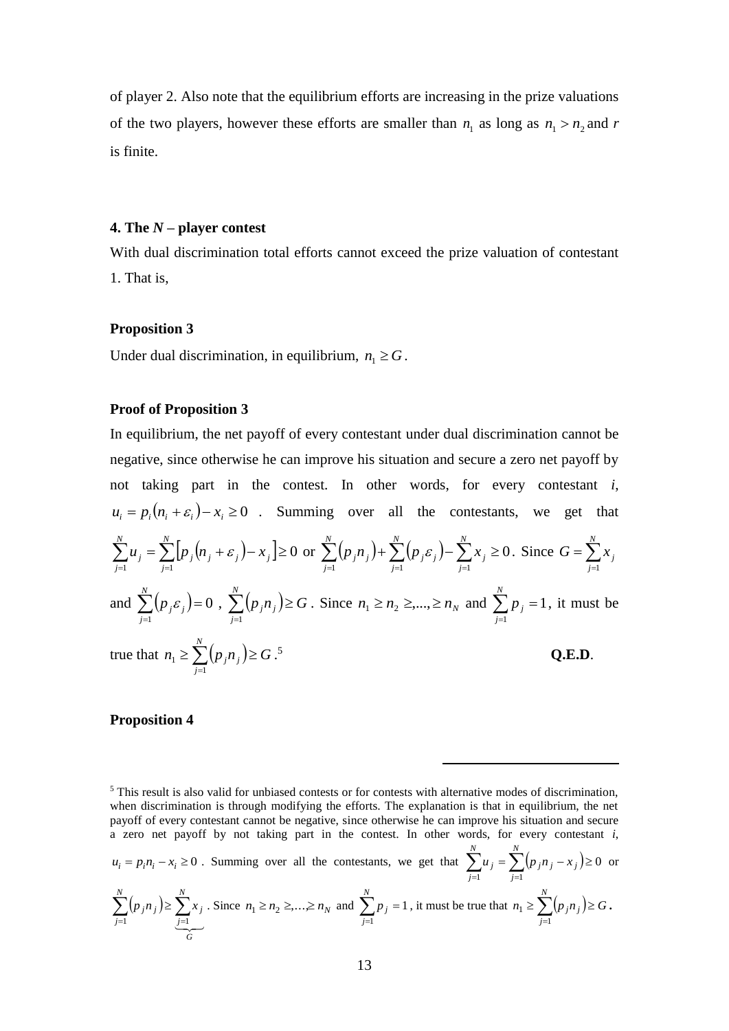of player 2. Also note that the equilibrium efforts are increasing in the prize valuations of the two players, however these efforts are smaller than $n_1$ as long as $n_1 > n_2$ and $r$ is finite.

**4. The *N* – player contest**

With dual discrimination total efforts cannot exceed the prize valuation of contestant 1. That is,

**Proposition 3**

Under dual discrimination, in equilibrium, $n_1 \geq G$.

**Proof of Proposition 3**

In equilibrium, the net payoff of every contestant under dual discrimination cannot be negative, since otherwise he can improve his situation and secure a zero net payoff by not taking part in the contest. In other words, for every contestant *i*, $u_i = p_i(n_i + \varepsilon_i) - x_i \geq 0$ . Summing over all the contestants, we get that $\sum_{j=1}^{N} u_j = \sum_{j=1}^{N}\left[p_j(n_j + \varepsilon_j) - x_j\right] \geq 0$ or $\sum_{j=1}^{N}(p_j n_j) + \sum_{j=1}^{N}(p_j \varepsilon_j) - \sum_{j=1}^{N} x_j \geq 0$. Since $G = \sum_{j=1}^{N} x_j$ and $\sum_{j=1}^{N}(p_j \varepsilon_j) = 0$ , $\sum_{j=1}^{N}(p_j n_j) \geq G$. Since $n_1 \geq n_2 \geq, ..., \geq n_N$ and $\sum_{j=1}^{N} p_j = 1$, it must be true that $n_1 \geq \sum_{j=1}^{N}(p_j n_j) \geq G$.[5] **Q.E.D**.

**Proposition 4**

---

[5] This result is also valid for unbiased contests or for contests with alternative modes of discrimination, when discrimination is through modifying the efforts. The explanation is that in equilibrium, the net payoff of every contestant cannot be negative, since otherwise he can improve his situation and secure a zero net payoff by not taking part in the contest. In other words, for every contestant *i*, $u_i = p_i n_i - x_i \geq 0$ . Summing over all the contestants, we get that $\sum_{j=1}^{N} u_j = \sum_{j=1}^{N}(p_j n_j - x_j) \geq 0$ or $\sum_{j=1}^{N}(p_j n_j) \geq \underbrace{\sum_{j=1}^{N} x_j}_{G}$ . Since $n_1 \geq n_2 \geq, ..., \geq n_N$ and $\sum_{j=1}^{N} p_j = 1$, it must be true that $n_1 \geq \sum_{j=1}^{N}(p_j n_j) \geq G$.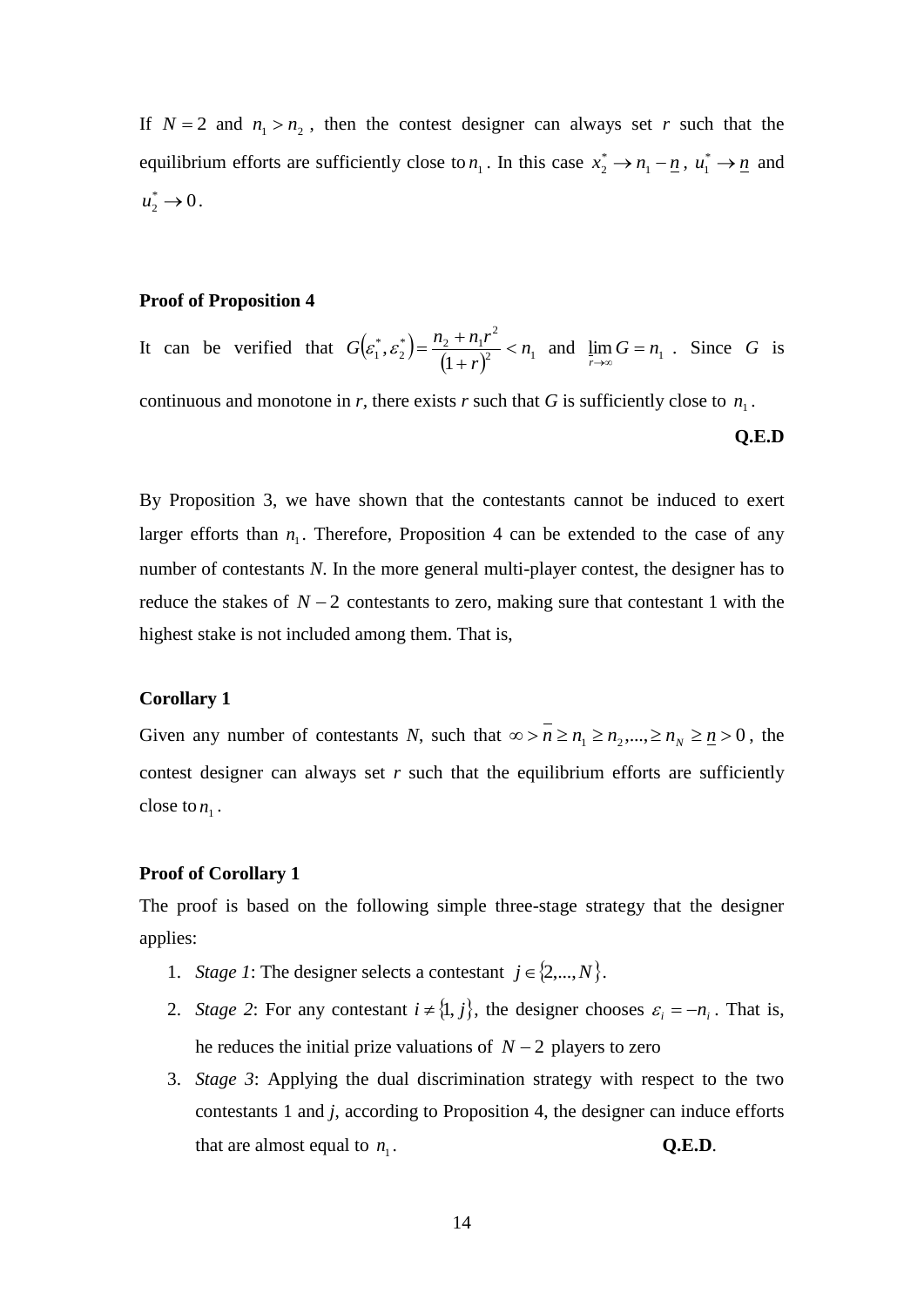If $N = 2$ and $n_1 > n_2$, then the contest designer can always set $r$ such that the equilibrium efforts are sufficiently close to $n_1$. In this case $x_2^* \to n_1 - \underline{n}$, $u_1^* \to \underline{n}$ and $u_2^* \to 0$.

**Proof of Proposition 4**

It can be verified that $G(\varepsilon_1^*, \varepsilon_2^*) = \dfrac{n_2 + n_1 r^2}{(1+r)^2} < n_1$ and $\lim_{r \to \infty} G = n_1$. Since $G$ is continuous and monotone in *r*, there exists *r* such that *G* is sufficiently close to $n_1$.

**Q.E.D**

By Proposition 3, we have shown that the contestants cannot be induced to exert larger efforts than $n_1$. Therefore, Proposition 4 can be extended to the case of any number of contestants *N*. In the more general multi-player contest, the designer has to reduce the stakes of $N-2$ contestants to zero, making sure that contestant 1 with the highest stake is not included among them. That is,

**Corollary 1**

Given any number of contestants *N*, such that $\infty > \overline{n} \geq n_1 \geq n_2, ..., \geq n_N \geq \underline{n} > 0$, the contest designer can always set *r* such that the equilibrium efforts are sufficiently close to $n_1$.

**Proof of Corollary 1**

The proof is based on the following simple three-stage strategy that the designer applies:

1. *Stage 1*: The designer selects a contestant $j \in \{2, ..., N\}$.
2. *Stage 2*: For any contestant $i \neq \{1, j\}$, the designer chooses $\varepsilon_i = -n_i$. That is, he reduces the initial prize valuations of $N-2$ players to zero
3. *Stage 3*: Applying the dual discrimination strategy with respect to the two contestants 1 and *j*, according to Proposition 4, the designer can induce efforts that are almost equal to $n_1$. **Q.E.D**.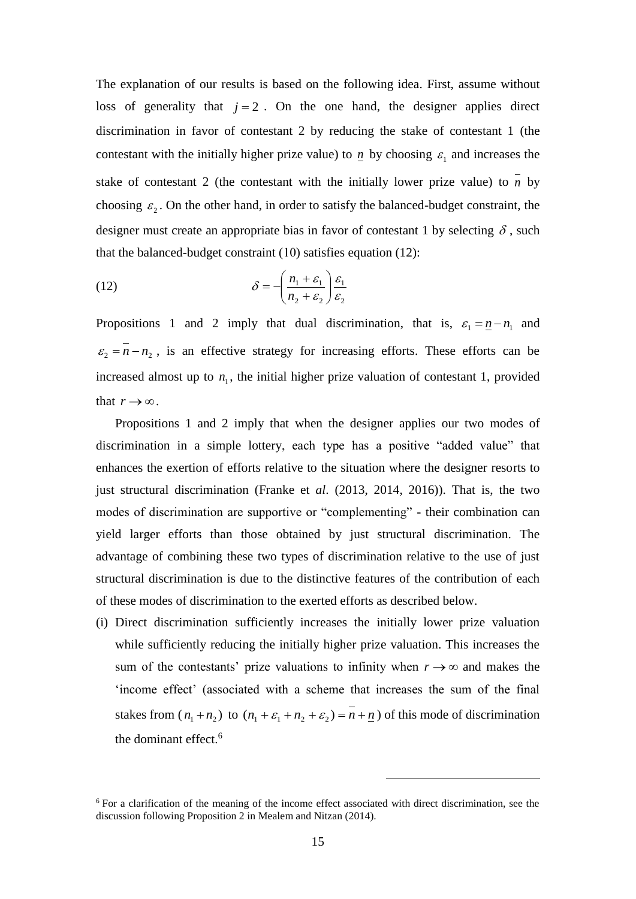The explanation of our results is based on the following idea. First, assume without loss of generality that $j = 2$. On the one hand, the designer applies direct discrimination in favor of contestant 2 by reducing the stake of contestant 1 (the contestant with the initially higher prize value) to $\underline{n}$ by choosing $\varepsilon_1$ and increases the stake of contestant 2 (the contestant with the initially lower prize value) to $\overline{n}$ by choosing $\varepsilon_2$. On the other hand, in order to satisfy the balanced-budget constraint, the designer must create an appropriate bias in favor of contestant 1 by selecting $\delta$, such that the balanced-budget constraint (10) satisfies equation (12):

$$\delta = -\left(\frac{n_1 + \varepsilon_1}{n_2 + \varepsilon_2}\right)\frac{\varepsilon_1}{\varepsilon_2} \tag{12}$$

Propositions 1 and 2 imply that dual discrimination, that is, $\varepsilon_1 = \underline{n} - n_1$ and $\varepsilon_2 = \overline{n} - n_2$, is an effective strategy for increasing efforts. These efforts can be increased almost up to $n_1$, the initial higher prize valuation of contestant 1, provided that $r \to \infty$.

Propositions 1 and 2 imply that when the designer applies our two modes of discrimination in a simple lottery, each type has a positive "added value" that enhances the exertion of efforts relative to the situation where the designer resorts to just structural discrimination (Franke et *al*. (2013, 2014, 2016)). That is, the two modes of discrimination are supportive or "complementing" - their combination can yield larger efforts than those obtained by just structural discrimination. The advantage of combining these two types of discrimination relative to the use of just structural discrimination is due to the distinctive features of the contribution of each of these modes of discrimination to the exerted efforts as described below.

(i) Direct discrimination sufficiently increases the initially lower prize valuation while sufficiently reducing the initially higher prize valuation. This increases the sum of the contestants' prize valuations to infinity when $r \to \infty$ and makes the 'income effect' (associated with a scheme that increases the sum of the final stakes from $(n_1 + n_2)$ to $(n_1 + \varepsilon_1 + n_2 + \varepsilon_2) = \overline{n} + \underline{n}$) of this mode of discrimination the dominant effect.[6]

[6] For a clarification of the meaning of the income effect associated with direct discrimination, see the discussion following Proposition 2 in Mealem and Nitzan (2014).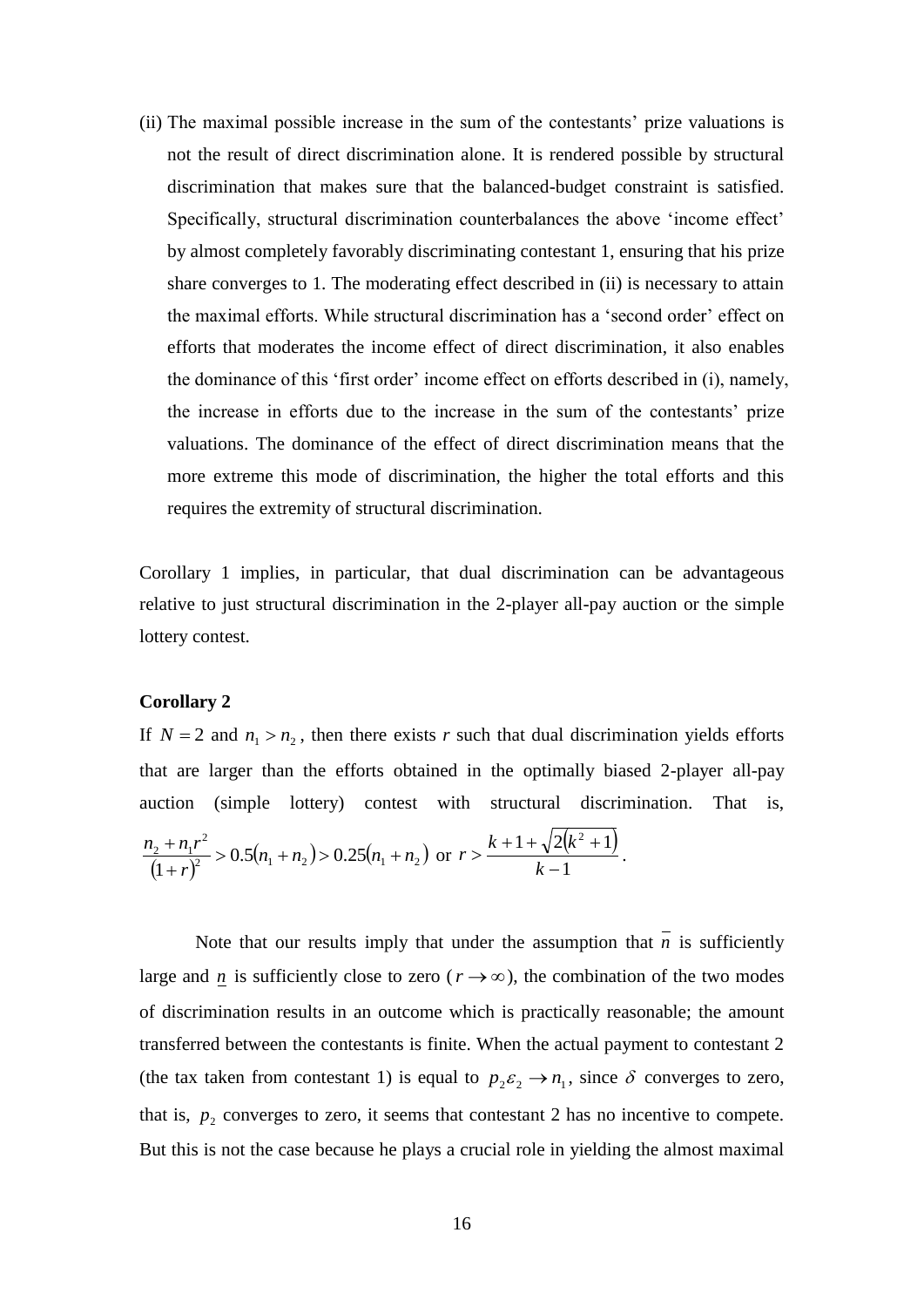(ii) The maximal possible increase in the sum of the contestants' prize valuations is not the result of direct discrimination alone. It is rendered possible by structural discrimination that makes sure that the balanced-budget constraint is satisfied. Specifically, structural discrimination counterbalances the above 'income effect' by almost completely favorably discriminating contestant 1, ensuring that his prize share converges to 1. The moderating effect described in (ii) is necessary to attain the maximal efforts. While structural discrimination has a 'second order' effect on efforts that moderates the income effect of direct discrimination, it also enables the dominance of this 'first order' income effect on efforts described in (i), namely, the increase in efforts due to the increase in the sum of the contestants' prize valuations. The dominance of the effect of direct discrimination means that the more extreme this mode of discrimination, the higher the total efforts and this requires the extremity of structural discrimination.

Corollary 1 implies, in particular, that dual discrimination can be advantageous relative to just structural discrimination in the 2-player all-pay auction or the simple lottery contest.

**Corollary 2**

If $N = 2$ and $n_1 > n_2$, then there exists $r$ such that dual discrimination yields efforts that are larger than the efforts obtained in the optimally biased 2-player all-pay auction (simple lottery) contest with structural discrimination. That is, $\frac{n_2 + n_1 r^2}{(1+r)^2} > 0.5(n_1 + n_2) > 0.25(n_1 + n_2)$ or $r > \frac{k + 1 + \sqrt{2(k^2+1)}}{k-1}$.

Note that our results imply that under the assumption that $\overline{n}$ is sufficiently large and $\underline{n}$ is sufficiently close to zero ($r \to \infty$), the combination of the two modes of discrimination results in an outcome which is practically reasonable; the amount transferred between the contestants is finite. When the actual payment to contestant 2 (the tax taken from contestant 1) is equal to $p_2 \varepsilon_2 \to n_1$, since $\delta$ converges to zero, that is, $p_2$ converges to zero, it seems that contestant 2 has no incentive to compete. But this is not the case because he plays a crucial role in yielding the almost maximal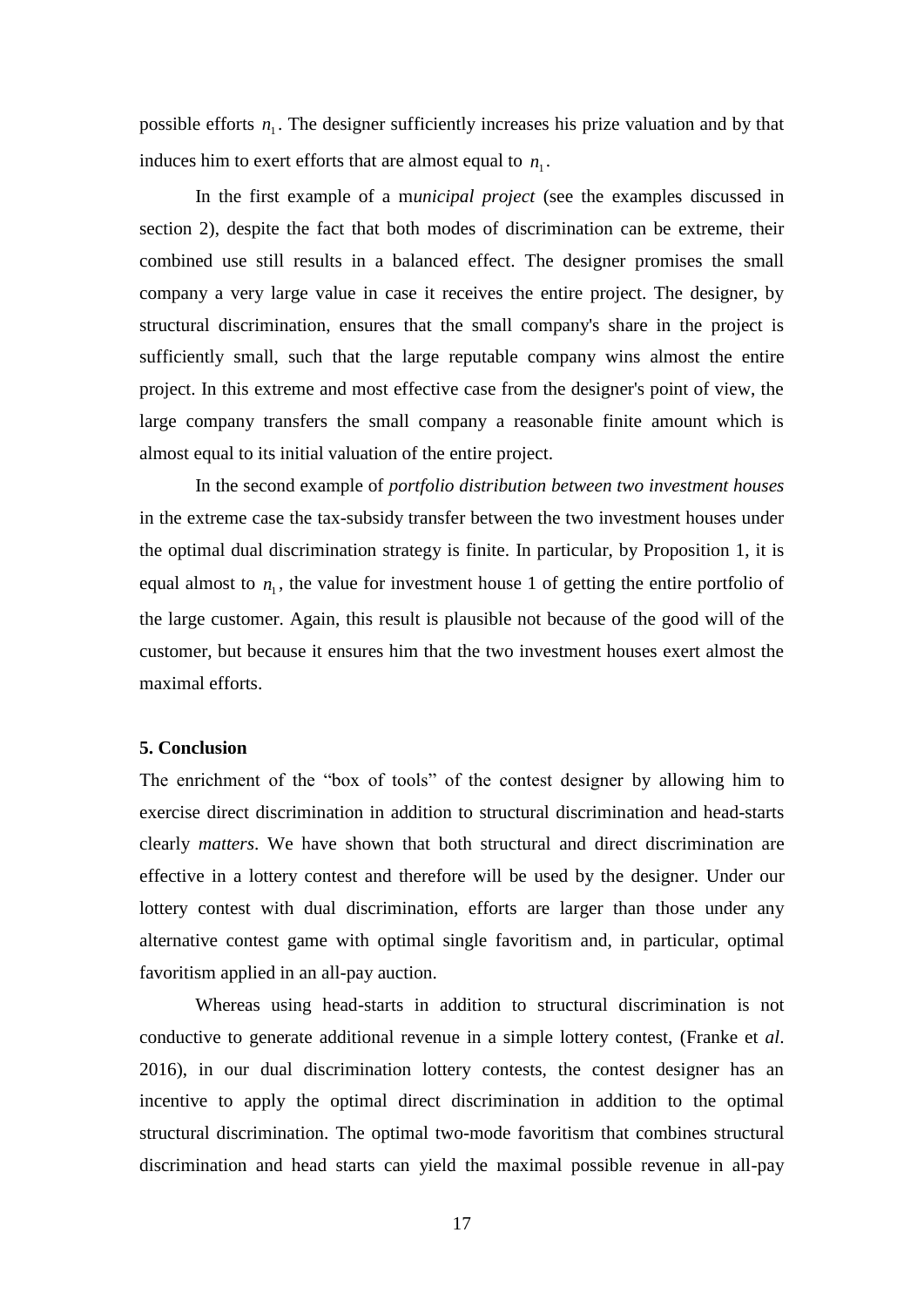possible efforts $n_1$. The designer sufficiently increases his prize valuation and by that induces him to exert efforts that are almost equal to $n_1$.

In the first example of a m*unicipal project* (see the examples discussed in section 2), despite the fact that both modes of discrimination can be extreme, their combined use still results in a balanced effect. The designer promises the small company a very large value in case it receives the entire project. The designer, by structural discrimination, ensures that the small company's share in the project is sufficiently small, such that the large reputable company wins almost the entire project. In this extreme and most effective case from the designer's point of view, the large company transfers the small company a reasonable finite amount which is almost equal to its initial valuation of the entire project.

In the second example of *portfolio distribution between two investment houses* in the extreme case the tax-subsidy transfer between the two investment houses under the optimal dual discrimination strategy is finite. In particular, by Proposition 1, it is equal almost to $n_1$, the value for investment house 1 of getting the entire portfolio of the large customer. Again, this result is plausible not because of the good will of the customer, but because it ensures him that the two investment houses exert almost the maximal efforts.

**5. Conclusion**

The enrichment of the "box of tools" of the contest designer by allowing him to exercise direct discrimination in addition to structural discrimination and head-starts clearly *matters*. We have shown that both structural and direct discrimination are effective in a lottery contest and therefore will be used by the designer. Under our lottery contest with dual discrimination, efforts are larger than those under any alternative contest game with optimal single favoritism and, in particular, optimal favoritism applied in an all-pay auction.

Whereas using head-starts in addition to structural discrimination is not conductive to generate additional revenue in a simple lottery contest, (Franke et *al*. 2016), in our dual discrimination lottery contests, the contest designer has an incentive to apply the optimal direct discrimination in addition to the optimal structural discrimination. The optimal two-mode favoritism that combines structural discrimination and head starts can yield the maximal possible revenue in all-pay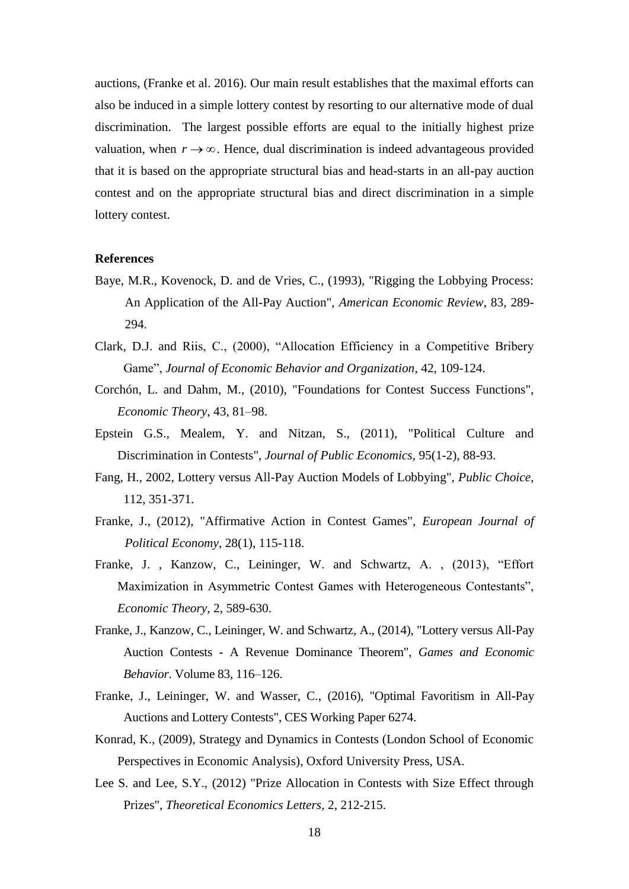auctions, (Franke et al. 2016). Our main result establishes that the maximal efforts can also be induced in a simple lottery contest by resorting to our alternative mode of dual discrimination. The largest possible efforts are equal to the initially highest prize valuation, when $r \to \infty$. Hence, dual discrimination is indeed advantageous provided that it is based on the appropriate structural bias and head-starts in an all-pay auction contest and on the appropriate structural bias and direct discrimination in a simple lottery contest.

## References

Baye, M.R., Kovenock, D. and de Vries, C., (1993), "Rigging the Lobbying Process: An Application of the All-Pay Auction", *American Economic Review*, 83, 289-294.

Clark, D.J. and Riis, C., (2000), "Allocation Efficiency in a Competitive Bribery Game", *Journal of Economic Behavior and Organization*, 42, 109-124.

Corchón, L. and Dahm, M., (2010), "Foundations for Contest Success Functions", *Economic Theory*, 43, 81–98.

Epstein G.S., Mealem, Y. and Nitzan, S., (2011), "Political Culture and Discrimination in Contests", *Journal of Public Economics*, 95(1-2), 88-93.

Fang, H., 2002, Lottery versus All-Pay Auction Models of Lobbying", *Public Choice*, 112, 351-371.

Franke, J., (2012), "Affirmative Action in Contest Games", *European Journal of Political Economy*, 28(1), 115-118.

Franke, J. , Kanzow, C., Leininger, W. and Schwartz, A. , (2013), "Effort Maximization in Asymmetric Contest Games with Heterogeneous Contestants", *Economic Theory*, 2, 589-630.

Franke, J., Kanzow, C., Leininger, W. and Schwartz, A., (2014), "Lottery versus All-Pay Auction Contests - A Revenue Dominance Theorem", *Games and Economic Behavior*. Volume 83, 116–126.

Franke, J., Leininger, W. and Wasser, C., (2016), "Optimal Favoritism in All-Pay Auctions and Lottery Contests", CES Working Paper 6274.

Konrad, K., (2009), Strategy and Dynamics in Contests (London School of Economic Perspectives in Economic Analysis), Oxford University Press, USA.

Lee S. and Lee, S.Y., (2012) "Prize Allocation in Contests with Size Effect through Prizes", *Theoretical Economics Letters*, 2, 212-215.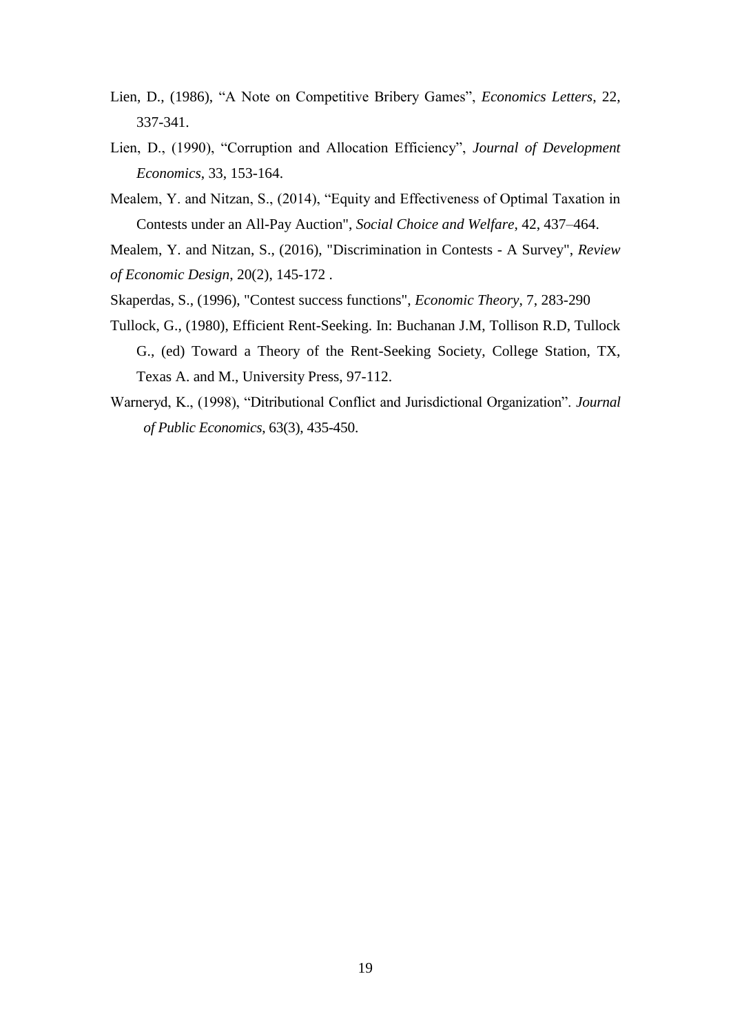Lien, D., (1986), “A Note on Competitive Bribery Games”, *Economics Letters*, 22, 337-341.

Lien, D., (1990), “Corruption and Allocation Efficiency”, *Journal of Development Economics*, 33, 153-164.

Mealem, Y. and Nitzan, S., (2014), “Equity and Effectiveness of Optimal Taxation in Contests under an All-Pay Auction", *Social Choice and Welfare*, 42, 437–464.

Mealem, Y. and Nitzan, S., (2016), "Discrimination in Contests - A Survey", *Review of Economic Design*, 20(2), 145-172 .

Skaperdas, S., (1996), "Contest success functions", *Economic Theory*, 7, 283-290

Tullock, G., (1980), Efficient Rent-Seeking. In: Buchanan J.M, Tollison R.D, Tullock G., (ed) Toward a Theory of the Rent-Seeking Society, College Station, TX, Texas A. and M., University Press, 97-112.

Warneryd, K., (1998), “Ditributional Conflict and Jurisdictional Organization”. *Journal of Public Economics*, 63(3), 435-450.